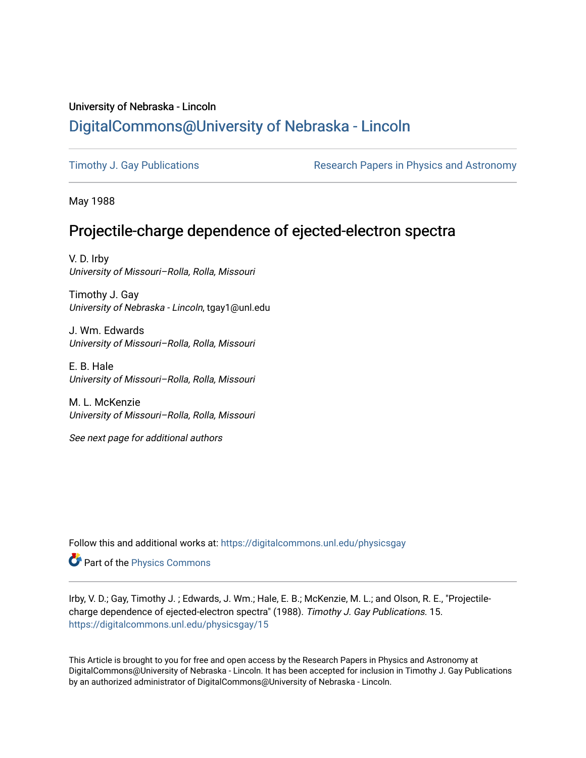University of Nebraska - Lincoln

## DigitalCommons@University of Nebraska - Lincoln

Timothy J. Gay Publications

Research Papers in Physics and Astronomy

May 1988

# Projectile-charge dependence of ejected-electron spectra

V. D. Irby
*University of Missouri–Rolla, Rolla, Missouri*

Timothy J. Gay
*University of Nebraska - Lincoln*, tgay1@unl.edu

J. Wm. Edwards
*University of Missouri–Rolla, Rolla, Missouri*

E. B. Hale
*University of Missouri–Rolla, Rolla, Missouri*

M. L. McKenzie
*University of Missouri–Rolla, Rolla, Missouri*

*See next page for additional authors*

Follow this and additional works at: https://digitalcommons.unl.edu/physicsgay

Part of the Physics Commons

Irby, V. D.; Gay, Timothy J. ; Edwards, J. Wm.; Hale, E. B.; McKenzie, M. L.; and Olson, R. E., "Projectile-charge dependence of ejected-electron spectra" (1988). *Timothy J. Gay Publications*. 15.
https://digitalcommons.unl.edu/physicsgay/15

This Article is brought to you for free and open access by the Research Papers in Physics and Astronomy at DigitalCommons@University of Nebraska - Lincoln. It has been accepted for inclusion in Timothy J. Gay Publications by an authorized administrator of DigitalCommons@University of Nebraska - Lincoln.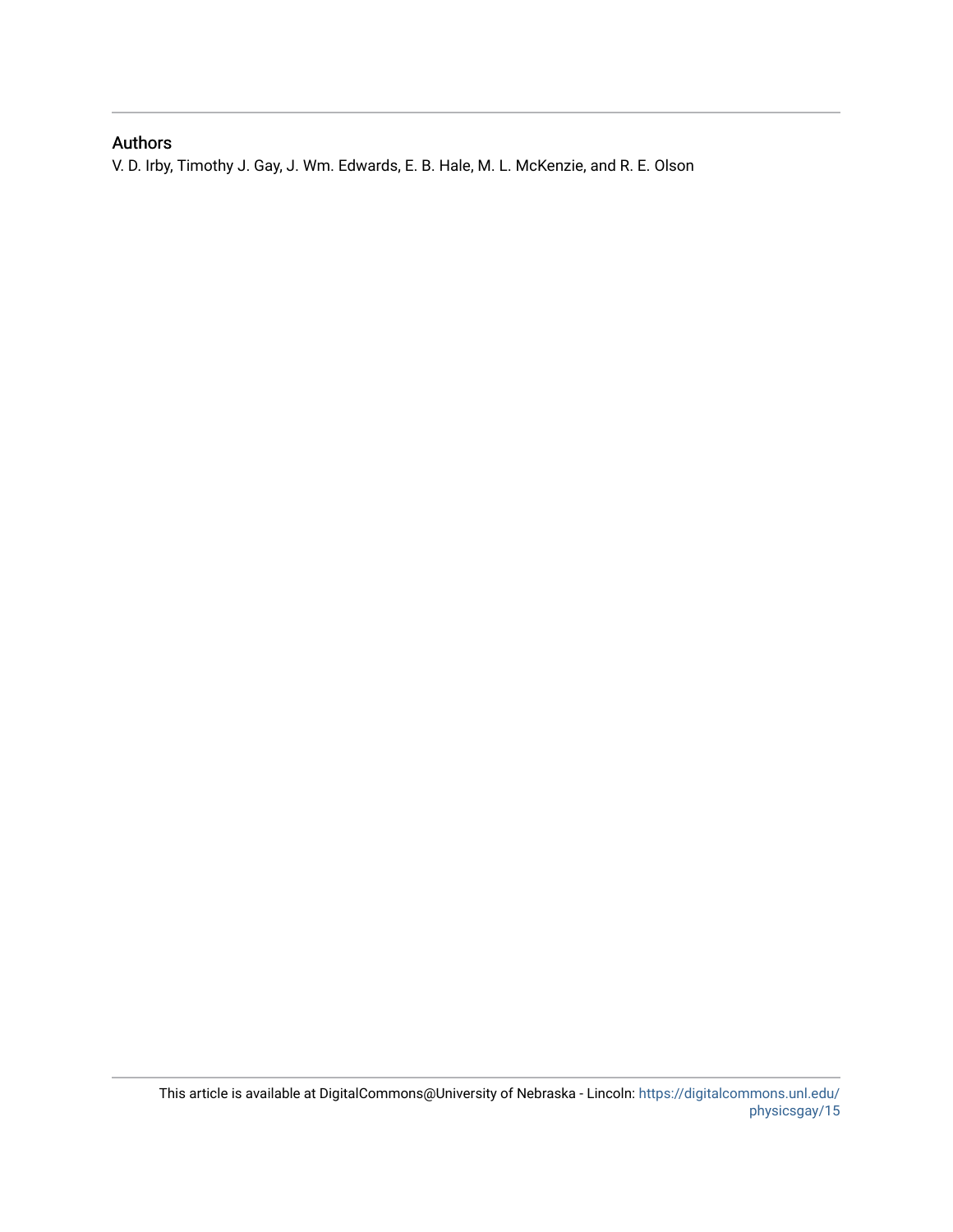## Authors

V. D. Irby, Timothy J. Gay, J. Wm. Edwards, E. B. Hale, M. L. McKenzie, and R. E. Olson

This article is available at DigitalCommons@University of Nebraska - Lincoln: https://digitalcommons.unl.edu/physicsgay/15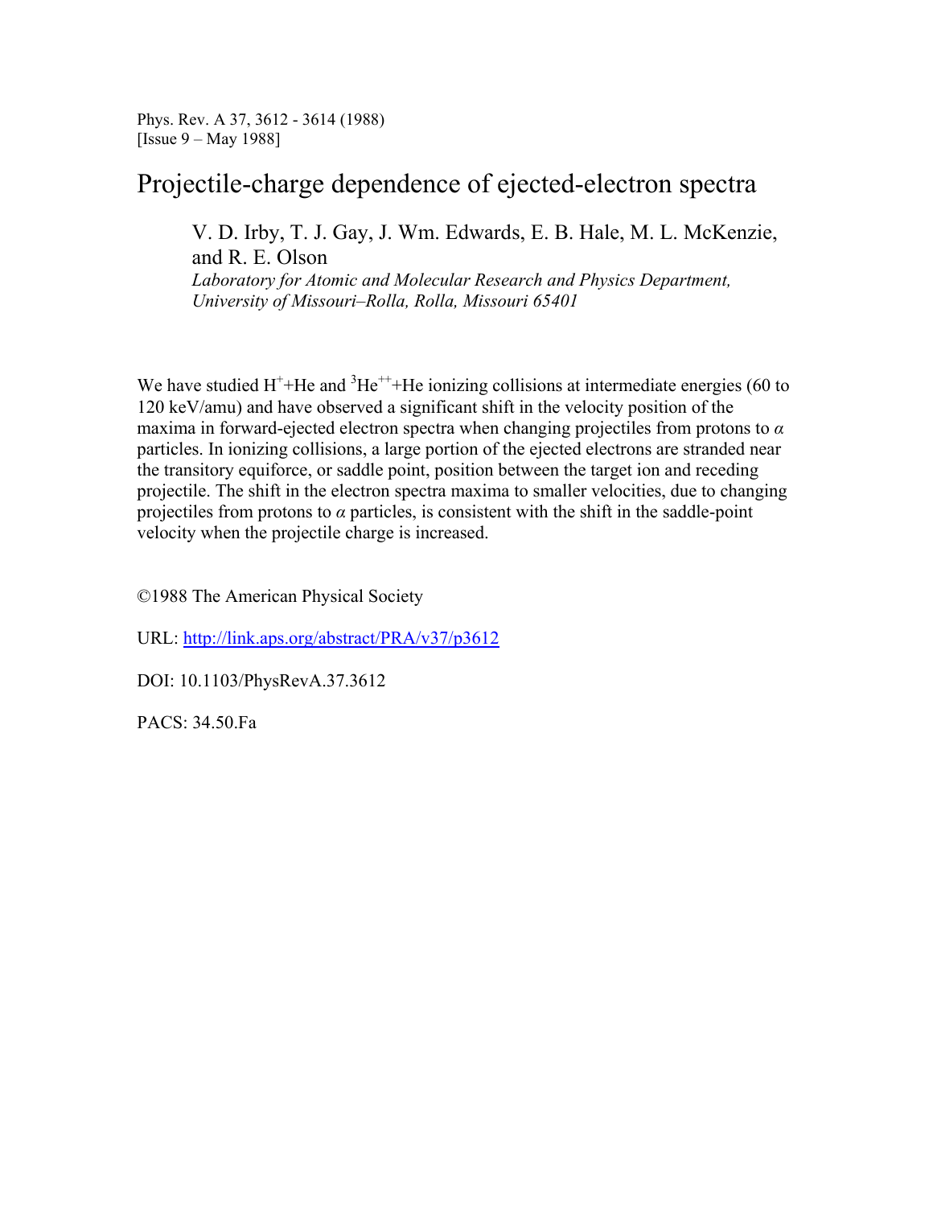Phys. Rev. A 37, 3612 - 3614 (1988)
[Issue 9 – May 1988]

# Projectile-charge dependence of ejected-electron spectra

V. D. Irby, T. J. Gay, J. Wm. Edwards, E. B. Hale, M. L. McKenzie, and R. E. Olson

*Laboratory for Atomic and Molecular Research and Physics Department, University of Missouri–Rolla, Rolla, Missouri 65401*

We have studied $H^+$+He and $^3He^{++}$+He ionizing collisions at intermediate energies (60 to 120 keV/amu) and have observed a significant shift in the velocity position of the maxima in forward-ejected electron spectra when changing projectiles from protons to *α* particles. In ionizing collisions, a large portion of the ejected electrons are stranded near the transitory equiforce, or saddle point, position between the target ion and receding projectile. The shift in the electron spectra maxima to smaller velocities, due to changing projectiles from protons to *α* particles, is consistent with the shift in the saddle-point velocity when the projectile charge is increased.

©1988 The American Physical Society

URL: http://link.aps.org/abstract/PRA/v37/p3612

DOI: 10.1103/PhysRevA.37.3612

PACS: 34.50.Fa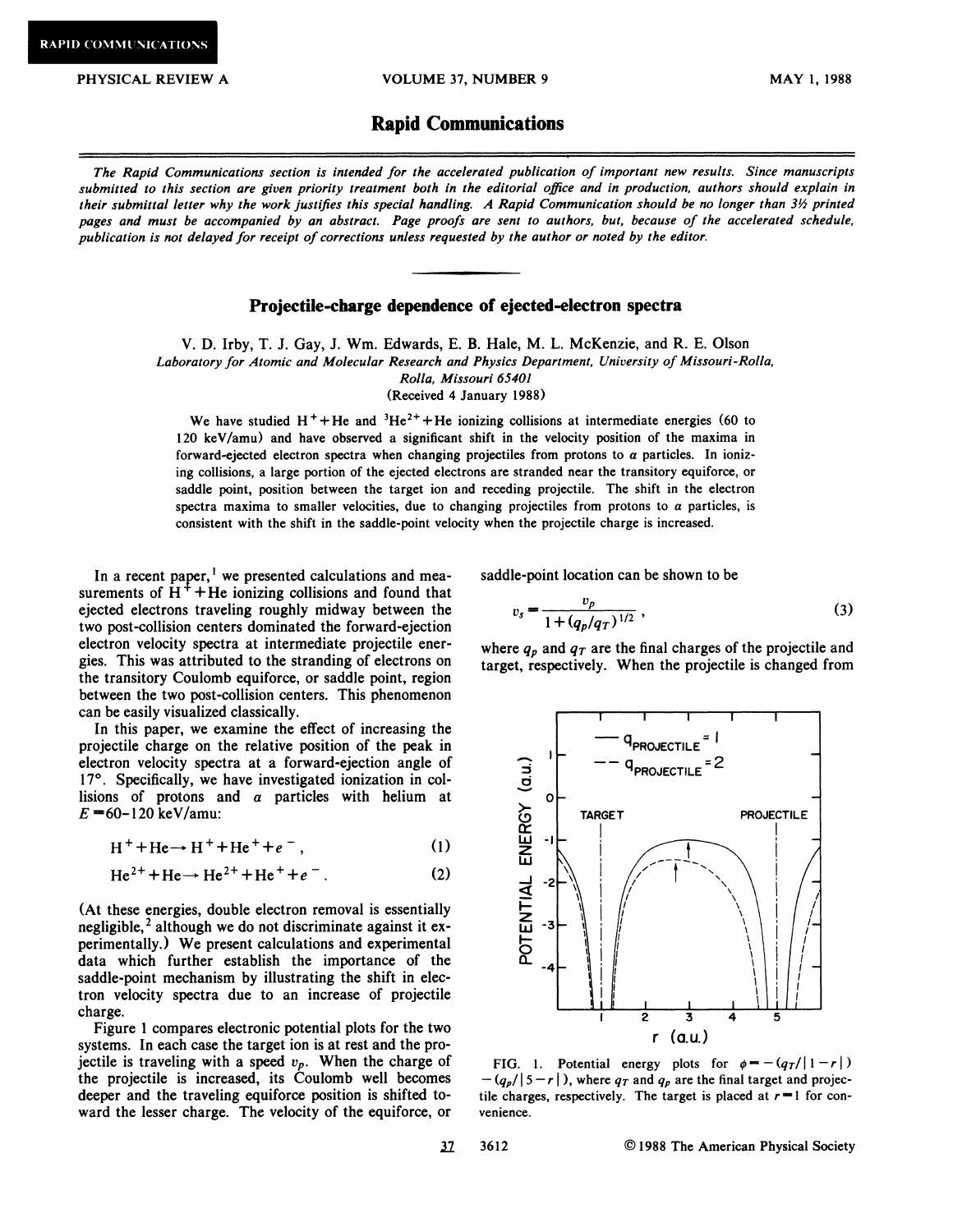**RAPID COMMUNICATIONS**

# Rapid Communications

*The Rapid Communications section is intended for the accelerated publication of important new results. Since manuscripts submitted to this section are given priority treatment both in the editorial office and in production, authors should explain in their submittal letter why the work justifies this special handling. A Rapid Communication should be no longer than 3½ printed pages and must be accompanied by an abstract. Page proofs are sent to authors, but, because of the accelerated schedule, publication is not delayed for receipt of corrections unless requested by the author or noted by the editor.*

## Projectile-charge dependence of ejected-electron spectra

V. D. Irby, T. J. Gay, J. Wm. Edwards, E. B. Hale, M. L. McKenzie, and R. E. Olson

*Laboratory for Atomic and Molecular Research and Physics Department, University of Missouri-Rolla, Rolla, Missouri 65401*

(Received 4 January 1988)

We have studied $H^+ + He$ and $^3He^{2+} + He$ ionizing collisions at intermediate energies (60 to 120 keV/amu) and have observed a significant shift in the velocity position of the maxima in forward-ejected electron spectra when changing projectiles from protons to $\alpha$ particles. In ionizing collisions, a large portion of the ejected electrons are stranded near the transitory equiforce, or saddle point, position between the target ion and receding projectile. The shift in the electron spectra maxima to smaller velocities, due to changing projectiles from protons to $\alpha$ particles, is consistent with the shift in the saddle-point velocity when the projectile charge is increased.

In a recent paper,[1] we presented calculations and measurements of $H^+ + He$ ionizing collisions and found that ejected electrons traveling roughly midway between the two post-collision centers dominated the forward-ejection electron velocity spectra at intermediate projectile energies. This was attributed to the stranding of electrons on the transitory Coulomb equiforce, or saddle point, region between the two post-collision centers. This phenomenon can be easily visualized classically.

In this paper, we examine the effect of increasing the projectile charge on the relative position of the peak in electron velocity spectra at a forward-ejection angle of 17°. Specifically, we have investigated ionization in collisions of protons and $\alpha$ particles with helium at $E = 60$–$120$ keV/amu:

$$H^+ + He \rightarrow H^+ + He^+ + e^- , \tag{1}$$

$$He^{2+} + He \rightarrow He^{2+} + He^+ + e^- . \tag{2}$$

(At these energies, double electron removal is essentially negligible,[2] although we do not discriminate against it experimentally.) We present calculations and experimental data which further establish the importance of the saddle-point mechanism by illustrating the shift in electron velocity spectra due to an increase of projectile charge.

Figure 1 compares electronic potential plots for the two systems. In each case the target ion is at rest and the projectile is traveling with a speed $v_p$. When the charge of the projectile is increased, its Coulomb well becomes deeper and the traveling equiforce position is shifted toward the lesser charge. The velocity of the equiforce, or saddle-point location can be shown to be

$$v_s = \frac{v_p}{1 + (q_p/q_T)^{1/2}} , \tag{3}$$

where $q_p$ and $q_T$ are the final charges of the projectile and target, respectively. When the projectile is changed from

FIG. 1. Potential energy plots for $\phi = -(q_T/|1-r|) - (q_p/|5-r|)$, where $q_T$ and $q_p$ are the final target and projectile charges, respectively. The target is placed at $r = 1$ for convenience.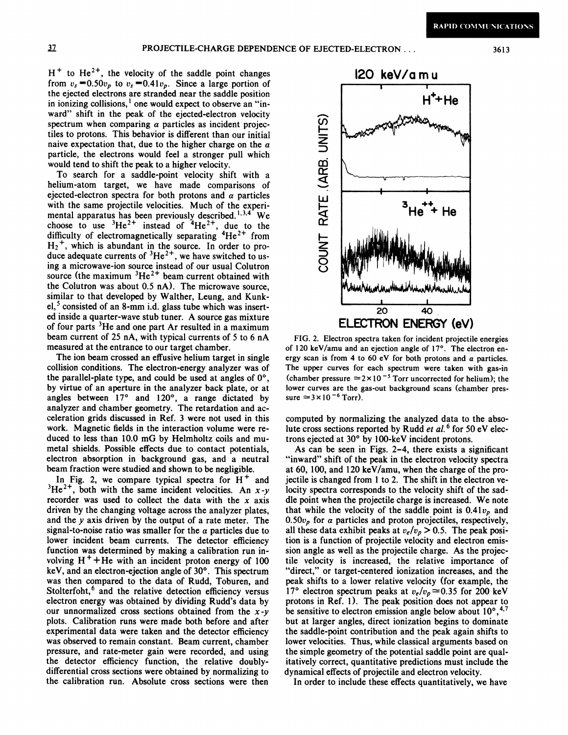$H^+$ to $He^{2+}$, the velocity of the saddle point changes from $v_s = 0.50 v_p$ to $v_s = 0.41 v_p$. Since a large portion of the ejected electrons are stranded near the saddle position in ionizing collisions,[1] one would expect to observe an "inward" shift in the peak of the ejected-electron velocity spectrum when comparing $\alpha$ particles as incident projectiles to protons. This behavior is different than our initial naive expectation that, due to the higher charge on the $\alpha$ particle, the electrons would feel a stronger pull which would tend to shift the peak to a higher velocity.

To search for a saddle-point velocity shift with a helium-atom target, we have made comparisons of ejected-electron spectra for both protons and $\alpha$ particles with the same projectile velocities. Much of the experimental apparatus has been previously described.[1,3,4] We choose to use $^3He^{2+}$ instead of $^4He^{2+}$, due to the difficulty of electromagnetically separating $^4He^{2+}$ from $H_2^+$, which is abundant in the source. In order to produce adequate currents of $^3He^{2+}$, we have switched to using a microwave-ion source instead of our usual Colutron source (the maximum $^3He^{2+}$ beam current obtained with the Colutron was about 0.5 nA). The microwave source, similar to that developed by Walther, Leung, and Kunkel,[5] consisted of an 8-mm i.d. glass tube which was inserted inside a quarter-wave stub tuner. A source gas mixture of four parts $^3He$ and one part Ar resulted in a maximum beam current of 25 nA, with typical currents of 5 to 6 nA measured at the entrance to our target chamber.

The ion beam crossed an effusive helium target in single collision conditions. The electron-energy analyzer was of the parallel-plate type, and could be used at angles of 0°, by virtue of an aperture in the analyzer back plate, or at angles between 17° and 120°, a range dictated by analyzer and chamber geometry. The retardation and acceleration grids discussed in Ref. 3 were not used in this work. Magnetic fields in the interaction volume were reduced to less than 10.0 mG by Helmholtz coils and mu-metal shields. Possible effects due to contact potentials, electron absorption in background gas, and a neutral beam fraction were studied and shown to be negligible.

In Fig. 2, we compare typical spectra for $H^+$ and $^3He^{2+}$, both with the same incident velocities. An $x$-$y$ recorder was used to collect the data with the $x$ axis driven by the changing voltage across the analyzer plates, and the $y$ axis driven by the output of a rate meter. The signal-to-noise ratio was smaller for the $\alpha$ particles due to lower incident beam currents. The detector efficiency function was determined by making a calibration run involving $H^+ + He$ with an incident proton energy of 100 keV, and an electron-ejection angle of 30°. This spectrum was then compared to the data of Rudd, Toburen, and Stolterfoht,[6] and the relative detection efficiency versus electron energy was obtained by dividing Rudd's data by our unnormalized cross sections obtained from the $x$-$y$ plots. Calibration runs were made both before and after experimental data were taken and the detector efficiency was observed to remain constant. Beam current, chamber pressure, and rate-meter gain were recorded, and using the detector efficiency function, the relative doubly-differential cross sections were obtained by normalizing to the calibration run. Absolute cross sections were then computed by normalizing the analyzed data to the absolute cross sections reported by Rudd *et al.*[6] for 50 eV electrons ejected at 30° by 100-keV incident protons.

FIG. 2. Electron spectra taken for incident projectile energies of 120 keV/amu and an ejection angle of 17°. The electron energy scan is from 4 to 60 eV for both protons and $\alpha$ particles. The upper curves for each spectrum were taken with gas-in (chamber pressure $\simeq 2 \times 10^{-5}$ Torr uncorrected for helium); the lower curves are the gas-out background scans (chamber pressure $\simeq 3 \times 10^{-6}$ Torr).

As can be seen in Figs. 2–4, there exists a significant "inward" shift of the peak in the electron velocity spectra at 60, 100, and 120 keV/amu, when the charge of the projectile is changed from 1 to 2. The shift in the electron velocity spectra corresponds to the velocity shift of the saddle point when the projectile charge is increased. We note that while the velocity of the saddle point is $0.41 v_p$ and $0.50 v_p$ for $\alpha$ particles and proton projectiles, respectively, all these data exhibit peaks at $v_e/v_p > 0.5$. The peak position is a function of projectile velocity and electron emission angle as well as the projectile charge. As the projectile velocity is increased, the relative importance of "direct," or target-centered ionization increases, and the peak shifts to a lower relative velocity (for example, the 17° electron spectrum peaks at $v_e/v_p \simeq 0.35$ for 200 keV protons in Ref. 1). The peak position does not appear to be sensitive to electron emission angle below about 10°,[4,7] but at larger angles, direct ionization begins to dominate the saddle-point contribution and the peak again shifts to lower velocities. Thus, while classical arguments based on the simple geometry of the potential saddle point are qualitatively correct, quantitative predictions must include the dynamical effects of projectile and electron velocity.

In order to include these effects quantitatively, we have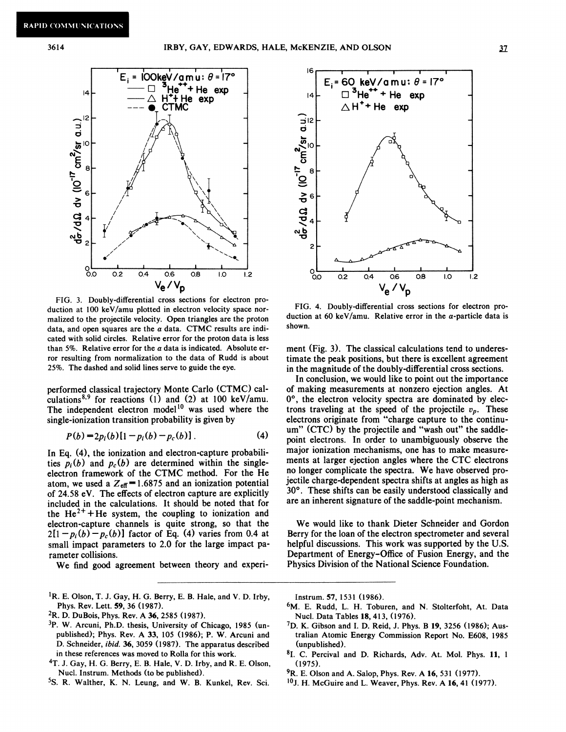E$_i$ = 100keV/amu; θ = 17°

□ $^3He^{++}$ + He exp

△ $H^+$ + He exp

● CTMC

$d^2\sigma/d\Omega\ dv$ ($10^{-17}$ cm$^2$/sr a.u.)

$V_e/V_p$

0.0 0.2 0.4 0.6 0.8 1.0 1.2

0 2 4 6 8 10 12 14

FIG. 3. Doubly-differential cross sections for electron production at 100 keV/amu plotted in electron velocity space normalized to the projectile velocity. Open triangles are the proton data, and open squares are the $\alpha$ data. CTMC results are indicated with solid circles. Relative error for the proton data is less than 5%. Relative error for the $\alpha$ data is indicated. Absolute error resulting from normalization to the data of Rudd is about 25%. The dashed and solid lines serve to guide the eye.

E$_i$ = 60 keV/amu; θ = 17°

□ $^3He^{++}$ + He exp

△ $H^+$ + He exp

$d^2\sigma/d\Omega\ dv$ ($10^{-17}$ cm$^2$/sr a.u.)

$V_e/V_p$

0.0 0.2 0.4 0.6 0.8 1.0 1.2

0 2 4 6 8 10 12 14 16

FIG. 4. Doubly-differential cross sections for electron production at 60 keV/amu. Relative error in the $\alpha$-particle data is shown.

performed classical trajectory Monte Carlo (CTMC) calculations[8,9] for reactions (1) and (2) at 100 keV/amu. The independent electron model[10] was used where the single-ionization transition probability is given by

$$P(b) = 2p_i(b)[1 - p_i(b) - p_c(b)]\ . \qquad (4)$$

In Eq. (4), the ionization and electron-capture probabilities $p_i(b)$ and $p_c(b)$ are determined within the single-electron framework of the CTMC method. For the He atom, we used a $Z_{\text{eff}} = 1.6875$ and an ionization potential of 24.58 eV. The effects of electron capture are explicitly included in the calculations. It should be noted that for the $He^{2+}$ + He system, the coupling to ionization and electron-capture channels is quite strong, so that the $2[1 - p_i(b) - p_c(b)]$ factor of Eq. (4) varies from 0.4 at small impact parameters to 2.0 for the large impact parameter collisions.

We find good agreement between theory and experiment (Fig. 3). The classical calculations tend to underestimate the peak positions, but there is excellent agreement in the magnitude of the doubly-differential cross sections.

In conclusion, we would like to point out the importance of making measurements at nonzero ejection angles. At 0°, the electron velocity spectra are dominated by electrons traveling at the speed of the projectile $v_p$. These electrons originate from "charge capture to the continuum" (CTC) by the projectile and "wash out" the saddle-point electrons. In order to unambiguously observe the major ionization mechanisms, one has to make measurements at larger ejection angles where the CTC electrons no longer complicate the spectra. We have observed projectile charge-dependent spectra shifts at angles as high as 30°. These shifts can be easily understood classically and are an inherent signature of the saddle-point mechanism.

We would like to thank Dieter Schneider and Gordon Berry for the loan of the electron spectrometer and several helpful discussions. This work was supported by the U.S. Department of Energy-Office of Fusion Energy, and the Physics Division of the National Science Foundation.

---

[1] R. E. Olson, T. J. Gay, H. G. Berry, E. B. Hale, and V. D. Irby, Phys. Rev. Lett. **59**, 36 (1987).

[2] R. D. DuBois, Phys. Rev. A **36**, 2585 (1987).

[3] P. W. Arcuni, Ph.D. thesis, University of Chicago, 1985 (unpublished); Phys. Rev. A **33**, 105 (1986); P. W. Arcuni and D. Schneider, *ibid.* **36**, 3059 (1987). The apparatus described in these references was moved to Rolla for this work.

[4] T. J. Gay, H. G. Berry, E. B. Hale, V. D. Irby, and R. E. Olson, Nucl. Instrum. Methods (to be published).

[5] S. R. Walther, K. N. Leung, and W. B. Kunkel, Rev. Sci. Instrum. **57**, 1531 (1986).

[6] M. E. Rudd, L. H. Toburen, and N. Stolterfoht, At. Data Nucl. Data Tables **18**, 413, (1976).

[7] D. K. Gibson and I. D. Reid, J. Phys. B **19**, 3256 (1986); Australian Atomic Energy Commission Report No. E608, 1985 (unpublished).

[8] I. C. Percival and D. Richards, Adv. At. Mol. Phys. **11**, 1 (1975).

[9] R. E. Olson and A. Salop, Phys. Rev. A **16**, 531 (1977).

[10] J. H. McGuire and L. Weaver, Phys. Rev. A **16**, 41 (1977).